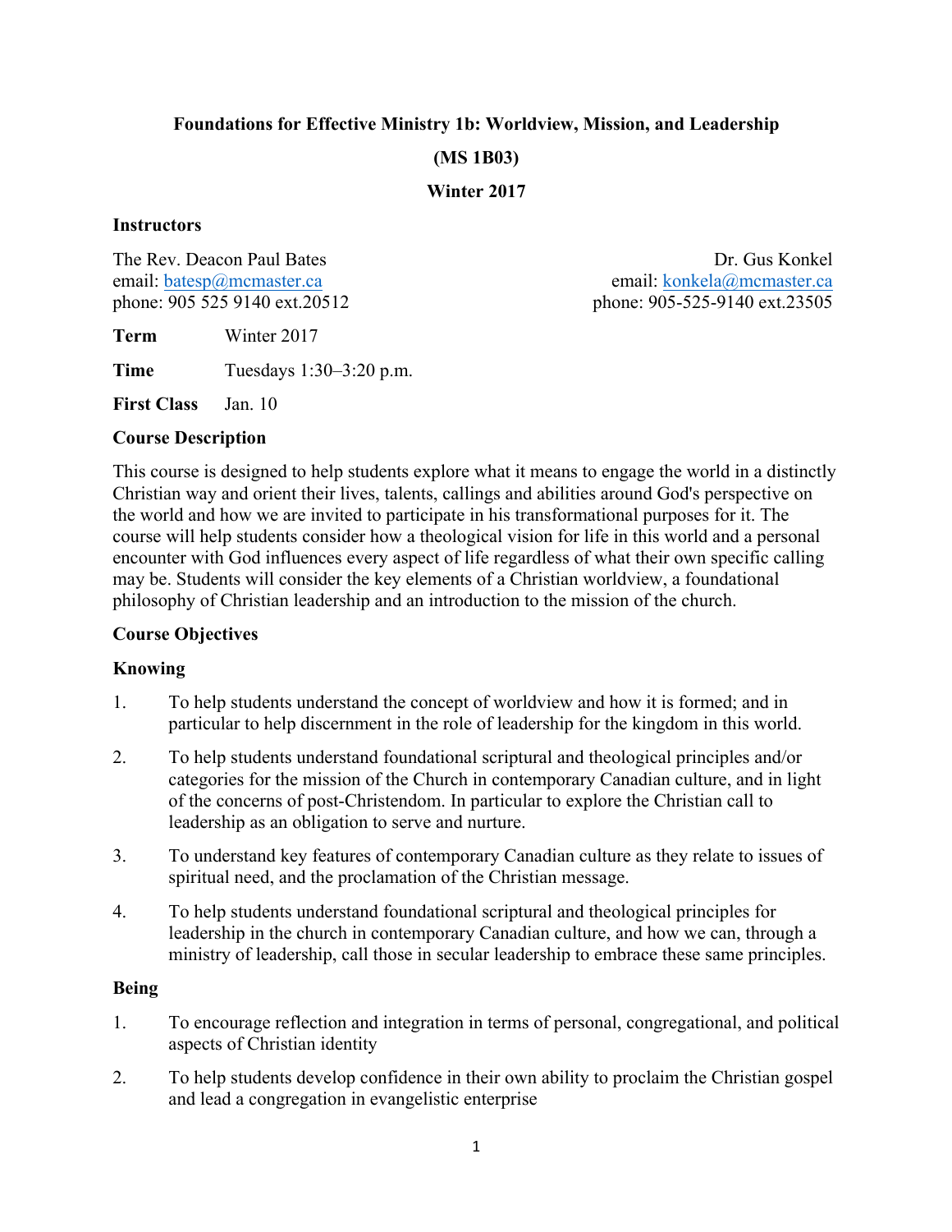# Foundations for Effective Ministry 1b: Worldview, Mission, and Leadership

## (MS 1B03)

## Winter 2017

### Instructors

The Rev. Deacon Paul Bates
email: batesp@mcmaster.ca
phone: 905 525 9140 ext.20512

Dr. Gus Konkel
email: konkela@mcmaster.ca
phone: 905-525-9140 ext.23505

**Term** Winter 2017

**Time** Tuesdays 1:30–3:20 p.m.

**First Class** Jan. 10

### Course Description

This course is designed to help students explore what it means to engage the world in a distinctly Christian way and orient their lives, talents, callings and abilities around God's perspective on the world and how we are invited to participate in his transformational purposes for it. The course will help students consider how a theological vision for life in this world and a personal encounter with God influences every aspect of life regardless of what their own specific calling may be. Students will consider the key elements of a Christian worldview, a foundational philosophy of Christian leadership and an introduction to the mission of the church.

### Course Objectives

#### Knowing

1. To help students understand the concept of worldview and how it is formed; and in particular to help discernment in the role of leadership for the kingdom in this world.
2. To help students understand foundational scriptural and theological principles and/or categories for the mission of the Church in contemporary Canadian culture, and in light of the concerns of post-Christendom. In particular to explore the Christian call to leadership as an obligation to serve and nurture.
3. To understand key features of contemporary Canadian culture as they relate to issues of spiritual need, and the proclamation of the Christian message.
4. To help students understand foundational scriptural and theological principles for leadership in the church in contemporary Canadian culture, and how we can, through a ministry of leadership, call those in secular leadership to embrace these same principles.

#### Being

1. To encourage reflection and integration in terms of personal, congregational, and political aspects of Christian identity
2. To help students develop confidence in their own ability to proclaim the Christian gospel and lead a congregation in evangelistic enterprise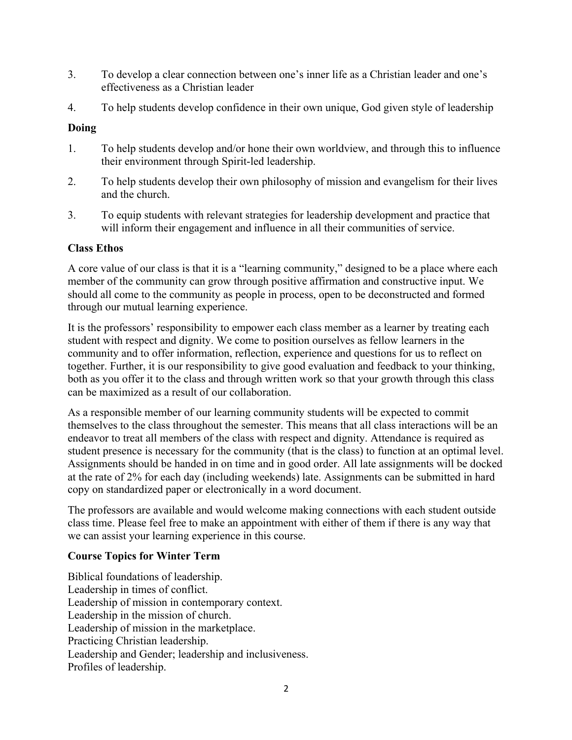3. To develop a clear connection between one's inner life as a Christian leader and one's effectiveness as a Christian leader
4. To help students develop confidence in their own unique, God given style of leadership

**Doing**

1. To help students develop and/or hone their own worldview, and through this to influence their environment through Spirit-led leadership.
2. To help students develop their own philosophy of mission and evangelism for their lives and the church.
3. To equip students with relevant strategies for leadership development and practice that will inform their engagement and influence in all their communities of service.

**Class Ethos**

A core value of our class is that it is a "learning community," designed to be a place where each member of the community can grow through positive affirmation and constructive input. We should all come to the community as people in process, open to be deconstructed and formed through our mutual learning experience.

It is the professors' responsibility to empower each class member as a learner by treating each student with respect and dignity. We come to position ourselves as fellow learners in the community and to offer information, reflection, experience and questions for us to reflect on together. Further, it is our responsibility to give good evaluation and feedback to your thinking, both as you offer it to the class and through written work so that your growth through this class can be maximized as a result of our collaboration.

As a responsible member of our learning community students will be expected to commit themselves to the class throughout the semester. This means that all class interactions will be an endeavor to treat all members of the class with respect and dignity. Attendance is required as student presence is necessary for the community (that is the class) to function at an optimal level. Assignments should be handed in on time and in good order. All late assignments will be docked at the rate of 2% for each day (including weekends) late. Assignments can be submitted in hard copy on standardized paper or electronically in a word document.

The professors are available and would welcome making connections with each student outside class time. Please feel free to make an appointment with either of them if there is any way that we can assist your learning experience in this course.

**Course Topics for Winter Term**

Biblical foundations of leadership.
Leadership in times of conflict.
Leadership of mission in contemporary context.
Leadership in the mission of church.
Leadership of mission in the marketplace.
Practicing Christian leadership.
Leadership and Gender; leadership and inclusiveness.
Profiles of leadership.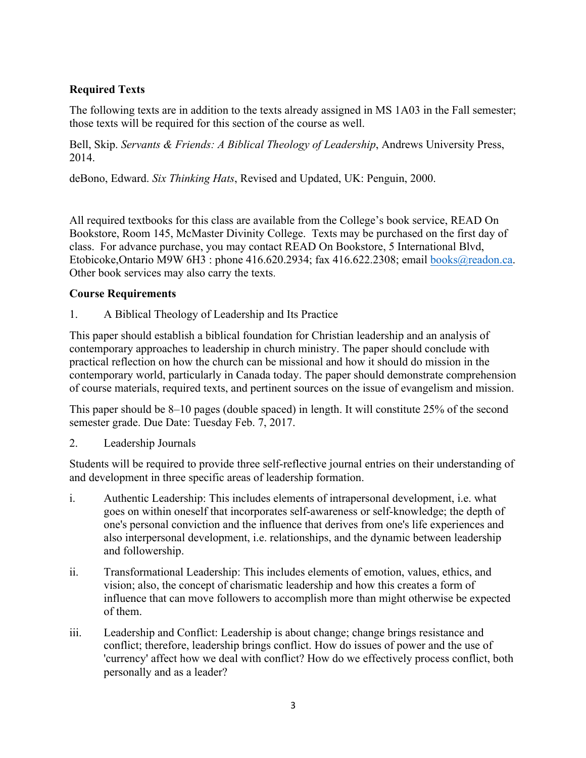**Required Texts**

The following texts are in addition to the texts already assigned in MS 1A03 in the Fall semester; those texts will be required for this section of the course as well.

Bell, Skip. *Servants & Friends: A Biblical Theology of Leadership*, Andrews University Press, 2014.

deBono, Edward. *Six Thinking Hats*, Revised and Updated, UK: Penguin, 2000.

All required textbooks for this class are available from the College's book service, READ On Bookstore, Room 145, McMaster Divinity College. Texts may be purchased on the first day of class. For advance purchase, you may contact READ On Bookstore, 5 International Blvd, Etobicoke,Ontario M9W 6H3 : phone 416.620.2934; fax 416.622.2308; email books@readon.ca. Other book services may also carry the texts.

**Course Requirements**

1. A Biblical Theology of Leadership and Its Practice

This paper should establish a biblical foundation for Christian leadership and an analysis of contemporary approaches to leadership in church ministry. The paper should conclude with practical reflection on how the church can be missional and how it should do mission in the contemporary world, particularly in Canada today. The paper should demonstrate comprehension of course materials, required texts, and pertinent sources on the issue of evangelism and mission.

This paper should be 8–10 pages (double spaced) in length. It will constitute 25% of the second semester grade. Due Date: Tuesday Feb. 7, 2017.

2. Leadership Journals

Students will be required to provide three self-reflective journal entries on their understanding of and development in three specific areas of leadership formation.

i. Authentic Leadership: This includes elements of intrapersonal development, i.e. what goes on within oneself that incorporates self-awareness or self-knowledge; the depth of one's personal conviction and the influence that derives from one's life experiences and also interpersonal development, i.e. relationships, and the dynamic between leadership and followership.

ii. Transformational Leadership: This includes elements of emotion, values, ethics, and vision; also, the concept of charismatic leadership and how this creates a form of influence that can move followers to accomplish more than might otherwise be expected of them.

iii. Leadership and Conflict: Leadership is about change; change brings resistance and conflict; therefore, leadership brings conflict. How do issues of power and the use of 'currency' affect how we deal with conflict? How do we effectively process conflict, both personally and as a leader?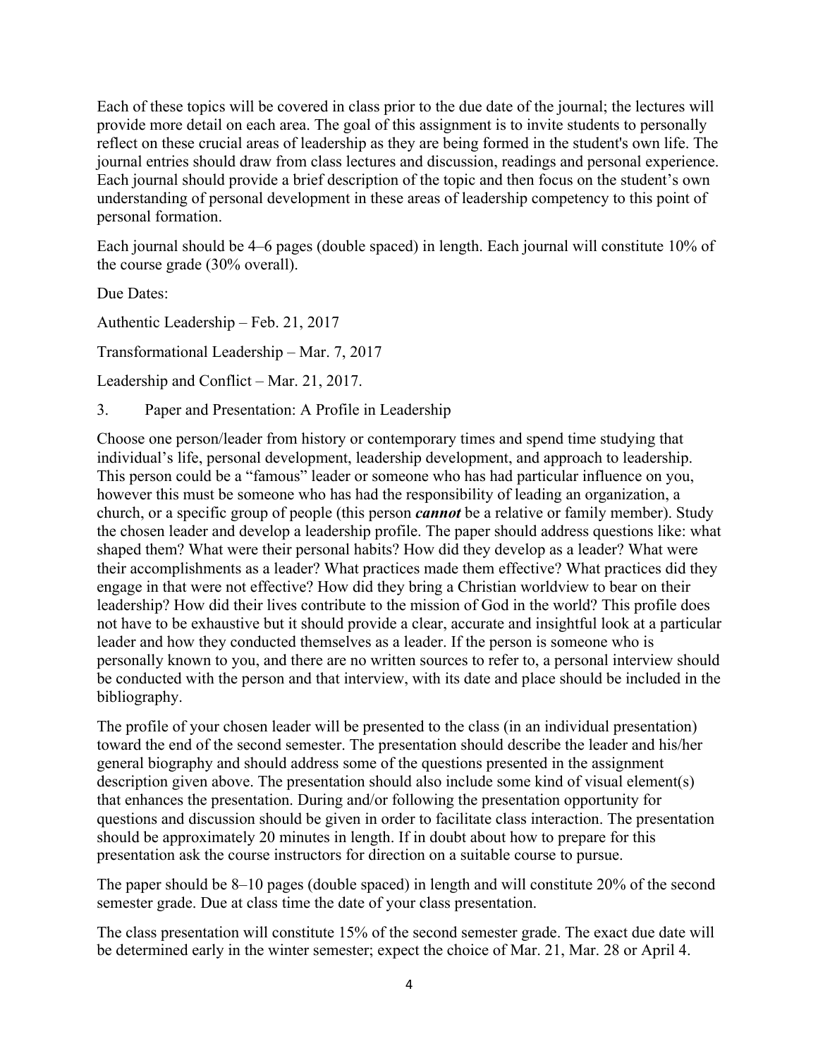Each of these topics will be covered in class prior to the due date of the journal; the lectures will provide more detail on each area. The goal of this assignment is to invite students to personally reflect on these crucial areas of leadership as they are being formed in the student's own life. The journal entries should draw from class lectures and discussion, readings and personal experience. Each journal should provide a brief description of the topic and then focus on the student's own understanding of personal development in these areas of leadership competency to this point of personal formation.

Each journal should be 4–6 pages (double spaced) in length. Each journal will constitute 10% of the course grade (30% overall).

Due Dates:

Authentic Leadership – Feb. 21, 2017

Transformational Leadership – Mar. 7, 2017

Leadership and Conflict – Mar. 21, 2017.

3. Paper and Presentation: A Profile in Leadership

Choose one person/leader from history or contemporary times and spend time studying that individual's life, personal development, leadership development, and approach to leadership. This person could be a "famous" leader or someone who has had particular influence on you, however this must be someone who has had the responsibility of leading an organization, a church, or a specific group of people (this person ***cannot*** be a relative or family member). Study the chosen leader and develop a leadership profile. The paper should address questions like: what shaped them? What were their personal habits? How did they develop as a leader? What were their accomplishments as a leader? What practices made them effective? What practices did they engage in that were not effective? How did they bring a Christian worldview to bear on their leadership? How did their lives contribute to the mission of God in the world? This profile does not have to be exhaustive but it should provide a clear, accurate and insightful look at a particular leader and how they conducted themselves as a leader. If the person is someone who is personally known to you, and there are no written sources to refer to, a personal interview should be conducted with the person and that interview, with its date and place should be included in the bibliography.

The profile of your chosen leader will be presented to the class (in an individual presentation) toward the end of the second semester. The presentation should describe the leader and his/her general biography and should address some of the questions presented in the assignment description given above. The presentation should also include some kind of visual element(s) that enhances the presentation. During and/or following the presentation opportunity for questions and discussion should be given in order to facilitate class interaction. The presentation should be approximately 20 minutes in length. If in doubt about how to prepare for this presentation ask the course instructors for direction on a suitable course to pursue.

The paper should be 8–10 pages (double spaced) in length and will constitute 20% of the second semester grade. Due at class time the date of your class presentation.

The class presentation will constitute 15% of the second semester grade. The exact due date will be determined early in the winter semester; expect the choice of Mar. 21, Mar. 28 or April 4.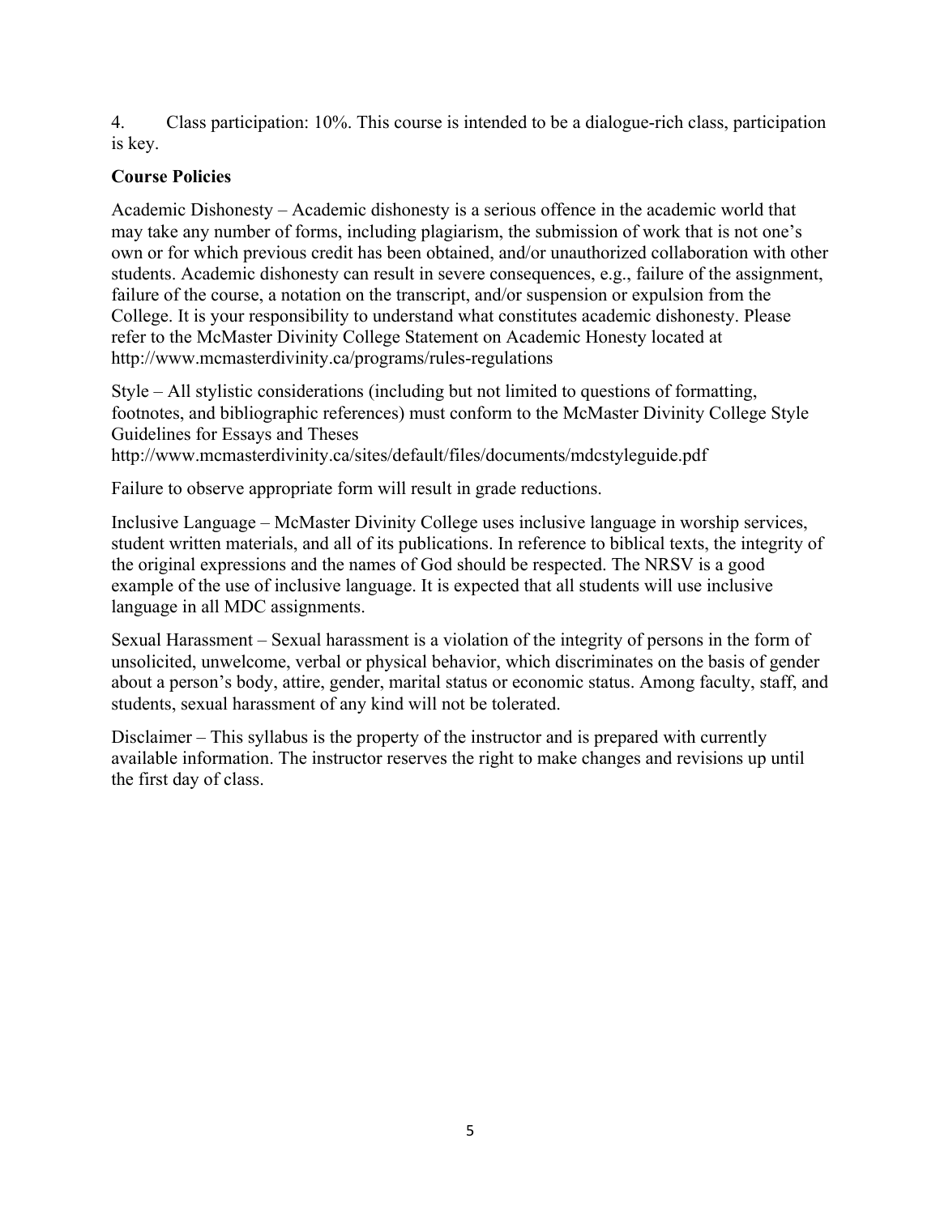4. Class participation: 10%. This course is intended to be a dialogue-rich class, participation is key.

**Course Policies**

Academic Dishonesty – Academic dishonesty is a serious offence in the academic world that may take any number of forms, including plagiarism, the submission of work that is not one's own or for which previous credit has been obtained, and/or unauthorized collaboration with other students. Academic dishonesty can result in severe consequences, e.g., failure of the assignment, failure of the course, a notation on the transcript, and/or suspension or expulsion from the College. It is your responsibility to understand what constitutes academic dishonesty. Please refer to the McMaster Divinity College Statement on Academic Honesty located at http://www.mcmasterdivinity.ca/programs/rules-regulations

Style – All stylistic considerations (including but not limited to questions of formatting, footnotes, and bibliographic references) must conform to the McMaster Divinity College Style Guidelines for Essays and Theses
http://www.mcmasterdivinity.ca/sites/default/files/documents/mdcstyleguide.pdf

Failure to observe appropriate form will result in grade reductions.

Inclusive Language – McMaster Divinity College uses inclusive language in worship services, student written materials, and all of its publications. In reference to biblical texts, the integrity of the original expressions and the names of God should be respected. The NRSV is a good example of the use of inclusive language. It is expected that all students will use inclusive language in all MDC assignments.

Sexual Harassment – Sexual harassment is a violation of the integrity of persons in the form of unsolicited, unwelcome, verbal or physical behavior, which discriminates on the basis of gender about a person's body, attire, gender, marital status or economic status. Among faculty, staff, and students, sexual harassment of any kind will not be tolerated.

Disclaimer – This syllabus is the property of the instructor and is prepared with currently available information. The instructor reserves the right to make changes and revisions up until the first day of class.